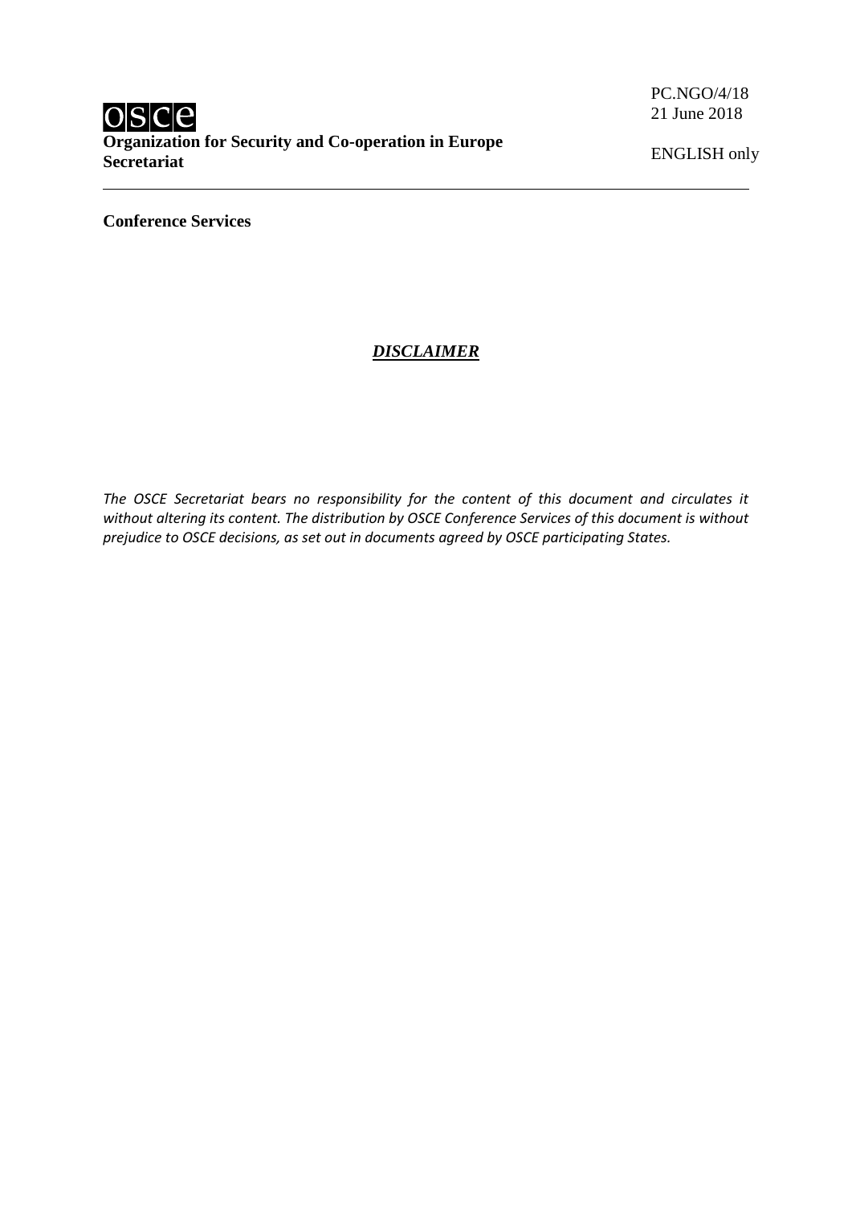PC.NGO/4/18
21 June 2018

ENGLISH only

**OSCE**
**Organization for Security and Co-operation in Europe**
**Secretariat**

---

**Conference Services**

## ***DISCLAIMER***

*The OSCE Secretariat bears no responsibility for the content of this document and circulates it without altering its content. The distribution by OSCE Conference Services of this document is without prejudice to OSCE decisions, as set out in documents agreed by OSCE participating States.*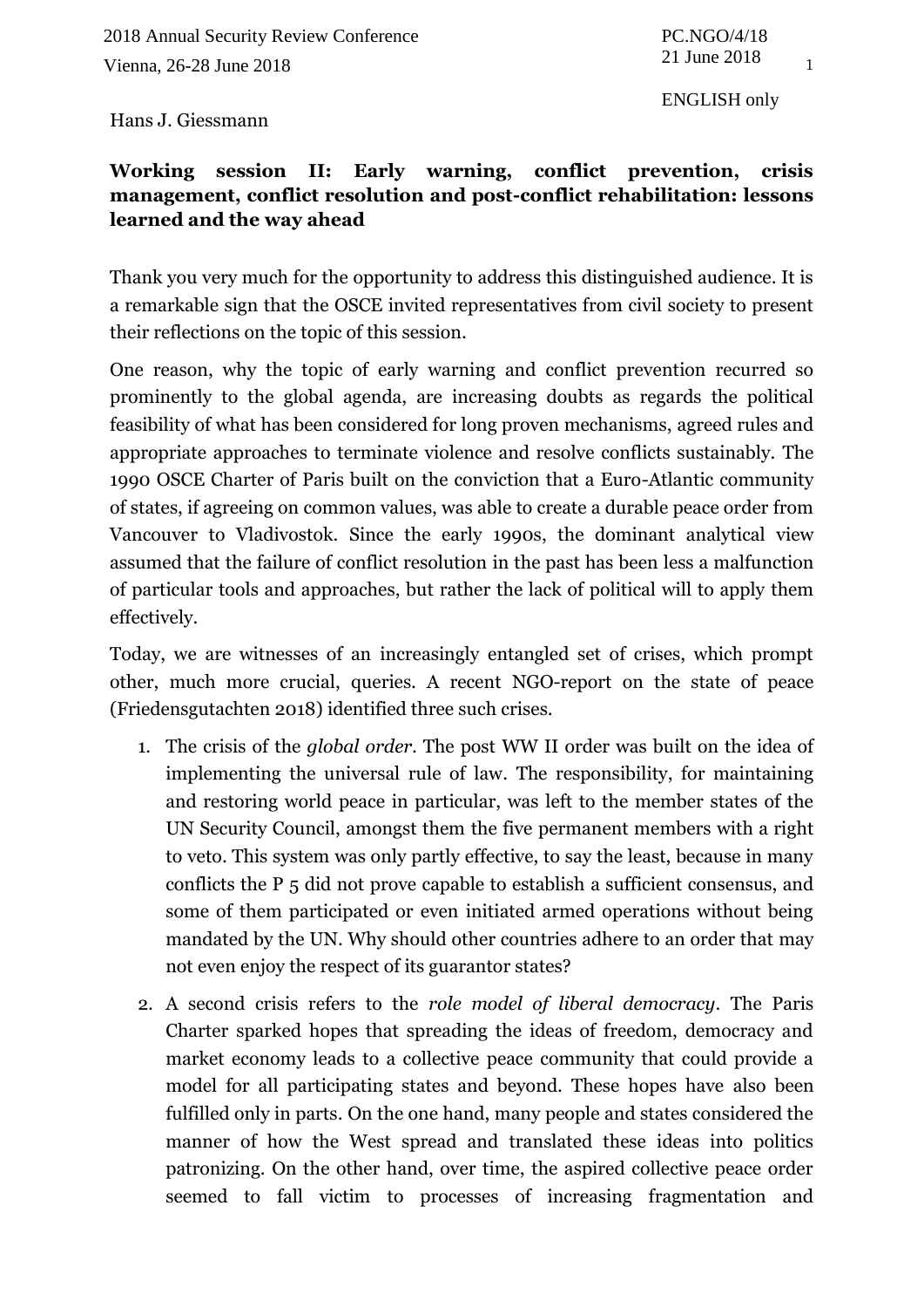2018 Annual Security Review Conference
Vienna, 26-28 June 2018

PC.NGO/4/18
21 June 2018

ENGLISH only

Hans J. Giessmann

**Working session II: Early warning, conflict prevention, crisis management, conflict resolution and post-conflict rehabilitation: lessons learned and the way ahead**

Thank you very much for the opportunity to address this distinguished audience. It is a remarkable sign that the OSCE invited representatives from civil society to present their reflections on the topic of this session.

One reason, why the topic of early warning and conflict prevention recurred so prominently to the global agenda, are increasing doubts as regards the political feasibility of what has been considered for long proven mechanisms, agreed rules and appropriate approaches to terminate violence and resolve conflicts sustainably. The 1990 OSCE Charter of Paris built on the conviction that a Euro-Atlantic community of states, if agreeing on common values, was able to create a durable peace order from Vancouver to Vladivostok. Since the early 1990s, the dominant analytical view assumed that the failure of conflict resolution in the past has been less a malfunction of particular tools and approaches, but rather the lack of political will to apply them effectively.

Today, we are witnesses of an increasingly entangled set of crises, which prompt other, much more crucial, queries. A recent NGO-report on the state of peace (Friedensgutachten 2018) identified three such crises.

1. The crisis of the *global order*. The post WW II order was built on the idea of implementing the universal rule of law. The responsibility, for maintaining and restoring world peace in particular, was left to the member states of the UN Security Council, amongst them the five permanent members with a right to veto. This system was only partly effective, to say the least, because in many conflicts the P 5 did not prove capable to establish a sufficient consensus, and some of them participated or even initiated armed operations without being mandated by the UN. Why should other countries adhere to an order that may not even enjoy the respect of its guarantor states?
2. A second crisis refers to the *role model of liberal democracy*. The Paris Charter sparked hopes that spreading the ideas of freedom, democracy and market economy leads to a collective peace community that could provide a model for all participating states and beyond. These hopes have also been fulfilled only in parts. On the one hand, many people and states considered the manner of how the West spread and translated these ideas into politics patronizing. On the other hand, over time, the aspired collective peace order seemed to fall victim to processes of increasing fragmentation and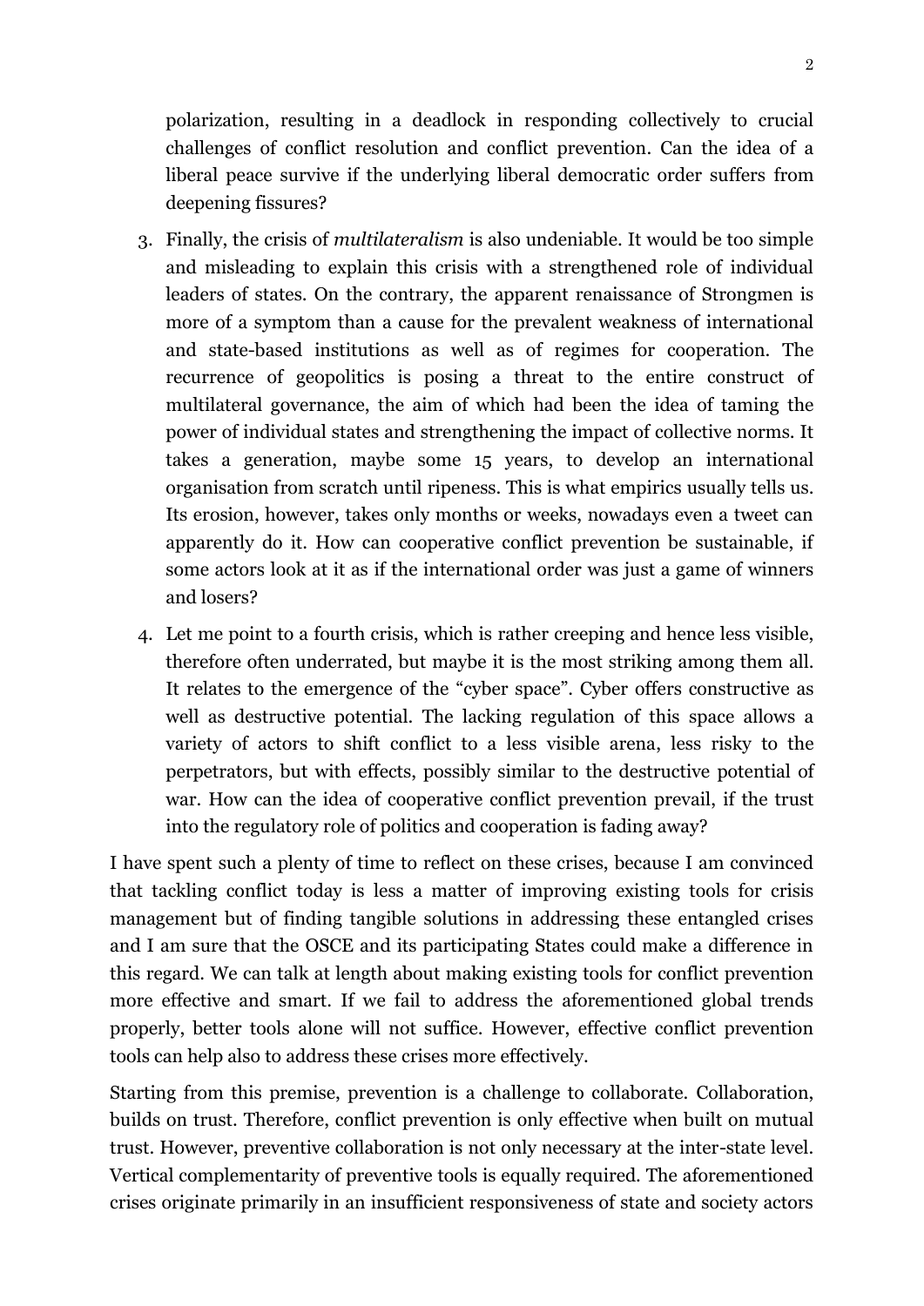polarization, resulting in a deadlock in responding collectively to crucial challenges of conflict resolution and conflict prevention. Can the idea of a liberal peace survive if the underlying liberal democratic order suffers from deepening fissures?

3. Finally, the crisis of *multilateralism* is also undeniable. It would be too simple and misleading to explain this crisis with a strengthened role of individual leaders of states. On the contrary, the apparent renaissance of Strongmen is more of a symptom than a cause for the prevalent weakness of international and state-based institutions as well as of regimes for cooperation. The recurrence of geopolitics is posing a threat to the entire construct of multilateral governance, the aim of which had been the idea of taming the power of individual states and strengthening the impact of collective norms. It takes a generation, maybe some 15 years, to develop an international organisation from scratch until ripeness. This is what empirics usually tells us. Its erosion, however, takes only months or weeks, nowadays even a tweet can apparently do it. How can cooperative conflict prevention be sustainable, if some actors look at it as if the international order was just a game of winners and losers?

4. Let me point to a fourth crisis, which is rather creeping and hence less visible, therefore often underrated, but maybe it is the most striking among them all. It relates to the emergence of the "cyber space". Cyber offers constructive as well as destructive potential. The lacking regulation of this space allows a variety of actors to shift conflict to a less visible arena, less risky to the perpetrators, but with effects, possibly similar to the destructive potential of war. How can the idea of cooperative conflict prevention prevail, if the trust into the regulatory role of politics and cooperation is fading away?

I have spent such a plenty of time to reflect on these crises, because I am convinced that tackling conflict today is less a matter of improving existing tools for crisis management but of finding tangible solutions in addressing these entangled crises and I am sure that the OSCE and its participating States could make a difference in this regard. We can talk at length about making existing tools for conflict prevention more effective and smart. If we fail to address the aforementioned global trends properly, better tools alone will not suffice. However, effective conflict prevention tools can help also to address these crises more effectively.

Starting from this premise, prevention is a challenge to collaborate. Collaboration, builds on trust. Therefore, conflict prevention is only effective when built on mutual trust. However, preventive collaboration is not only necessary at the inter-state level. Vertical complementarity of preventive tools is equally required. The aforementioned crises originate primarily in an insufficient responsiveness of state and society actors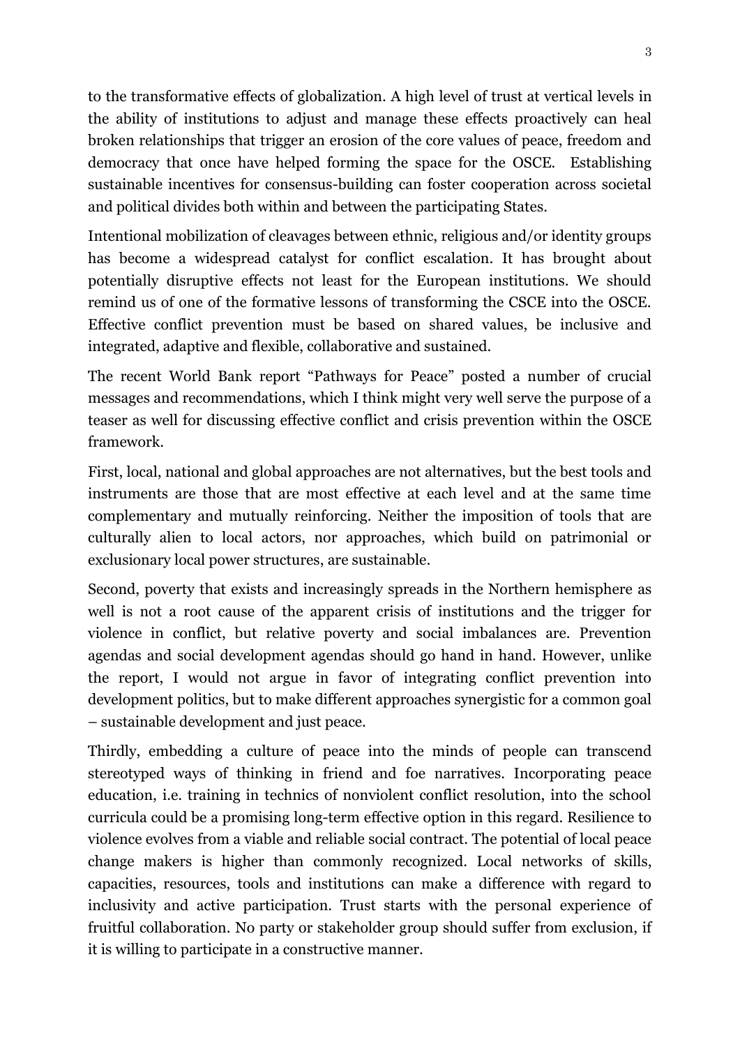to the transformative effects of globalization. A high level of trust at vertical levels in the ability of institutions to adjust and manage these effects proactively can heal broken relationships that trigger an erosion of the core values of peace, freedom and democracy that once have helped forming the space for the OSCE. Establishing sustainable incentives for consensus-building can foster cooperation across societal and political divides both within and between the participating States.

Intentional mobilization of cleavages between ethnic, religious and/or identity groups has become a widespread catalyst for conflict escalation. It has brought about potentially disruptive effects not least for the European institutions. We should remind us of one of the formative lessons of transforming the CSCE into the OSCE. Effective conflict prevention must be based on shared values, be inclusive and integrated, adaptive and flexible, collaborative and sustained.

The recent World Bank report "Pathways for Peace" posted a number of crucial messages and recommendations, which I think might very well serve the purpose of a teaser as well for discussing effective conflict and crisis prevention within the OSCE framework.

First, local, national and global approaches are not alternatives, but the best tools and instruments are those that are most effective at each level and at the same time complementary and mutually reinforcing. Neither the imposition of tools that are culturally alien to local actors, nor approaches, which build on patrimonial or exclusionary local power structures, are sustainable.

Second, poverty that exists and increasingly spreads in the Northern hemisphere as well is not a root cause of the apparent crisis of institutions and the trigger for violence in conflict, but relative poverty and social imbalances are. Prevention agendas and social development agendas should go hand in hand. However, unlike the report, I would not argue in favor of integrating conflict prevention into development politics, but to make different approaches synergistic for a common goal – sustainable development and just peace.

Thirdly, embedding a culture of peace into the minds of people can transcend stereotyped ways of thinking in friend and foe narratives. Incorporating peace education, i.e. training in technics of nonviolent conflict resolution, into the school curricula could be a promising long-term effective option in this regard. Resilience to violence evolves from a viable and reliable social contract. The potential of local peace change makers is higher than commonly recognized. Local networks of skills, capacities, resources, tools and institutions can make a difference with regard to inclusivity and active participation. Trust starts with the personal experience of fruitful collaboration. No party or stakeholder group should suffer from exclusion, if it is willing to participate in a constructive manner.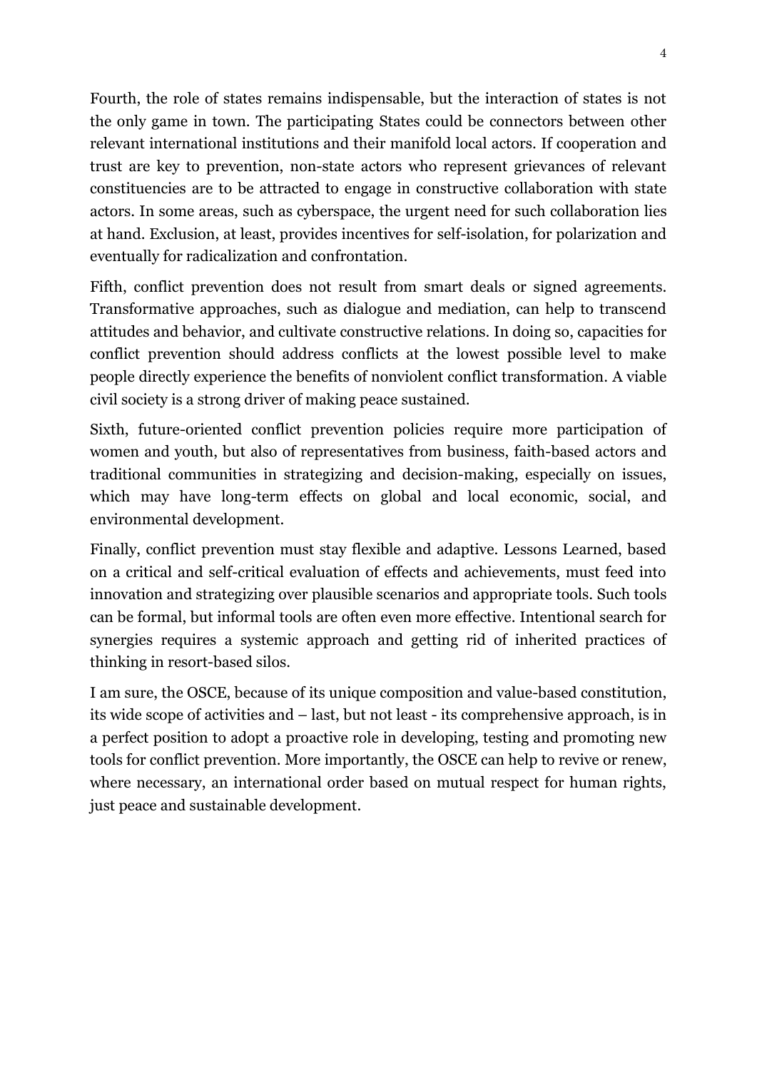Fourth, the role of states remains indispensable, but the interaction of states is not the only game in town. The participating States could be connectors between other relevant international institutions and their manifold local actors. If cooperation and trust are key to prevention, non-state actors who represent grievances of relevant constituencies are to be attracted to engage in constructive collaboration with state actors. In some areas, such as cyberspace, the urgent need for such collaboration lies at hand. Exclusion, at least, provides incentives for self-isolation, for polarization and eventually for radicalization and confrontation.

Fifth, conflict prevention does not result from smart deals or signed agreements. Transformative approaches, such as dialogue and mediation, can help to transcend attitudes and behavior, and cultivate constructive relations. In doing so, capacities for conflict prevention should address conflicts at the lowest possible level to make people directly experience the benefits of nonviolent conflict transformation. A viable civil society is a strong driver of making peace sustained.

Sixth, future-oriented conflict prevention policies require more participation of women and youth, but also of representatives from business, faith-based actors and traditional communities in strategizing and decision-making, especially on issues, which may have long-term effects on global and local economic, social, and environmental development.

Finally, conflict prevention must stay flexible and adaptive. Lessons Learned, based on a critical and self-critical evaluation of effects and achievements, must feed into innovation and strategizing over plausible scenarios and appropriate tools. Such tools can be formal, but informal tools are often even more effective. Intentional search for synergies requires a systemic approach and getting rid of inherited practices of thinking in resort-based silos.

I am sure, the OSCE, because of its unique composition and value-based constitution, its wide scope of activities and – last, but not least - its comprehensive approach, is in a perfect position to adopt a proactive role in developing, testing and promoting new tools for conflict prevention. More importantly, the OSCE can help to revive or renew, where necessary, an international order based on mutual respect for human rights, just peace and sustainable development.